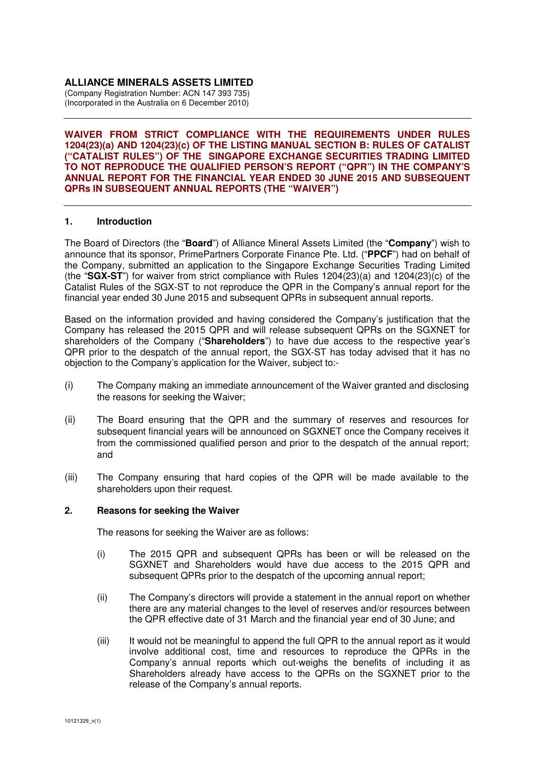**ALLIANCE MINERALS ASSETS LIMITED**
(Company Registration Number: ACN 147 393 735)
(Incorporated in the Australia on 6 December 2010)

---

**WAIVER FROM STRICT COMPLIANCE WITH THE REQUIREMENTS UNDER RULES 1204(23)(a) AND 1204(23)(c) OF THE LISTING MANUAL SECTION B: RULES OF CATALIST ("CATALIST RULES") OF THE SINGAPORE EXCHANGE SECURITIES TRADING LIMITED TO NOT REPRODUCE THE QUALIFIED PERSON'S REPORT ("QPR") IN THE COMPANY'S ANNUAL REPORT FOR THE FINANCIAL YEAR ENDED 30 JUNE 2015 AND SUBSEQUENT QPRs IN SUBSEQUENT ANNUAL REPORTS (THE "WAIVER")**

---

## 1. Introduction

The Board of Directors (the "**Board**") of Alliance Mineral Assets Limited (the "**Company**") wish to announce that its sponsor, PrimePartners Corporate Finance Pte. Ltd. ("**PPCF**") had on behalf of the Company, submitted an application to the Singapore Exchange Securities Trading Limited (the "**SGX-ST**") for waiver from strict compliance with Rules 1204(23)(a) and 1204(23)(c) of the Catalist Rules of the SGX-ST to not reproduce the QPR in the Company's annual report for the financial year ended 30 June 2015 and subsequent QPRs in subsequent annual reports.

Based on the information provided and having considered the Company's justification that the Company has released the 2015 QPR and will release subsequent QPRs on the SGXNET for shareholders of the Company ("**Shareholders**") to have due access to the respective year's QPR prior to the despatch of the annual report, the SGX-ST has today advised that it has no objection to the Company's application for the Waiver, subject to:-

(i) The Company making an immediate announcement of the Waiver granted and disclosing the reasons for seeking the Waiver;

(ii) The Board ensuring that the QPR and the summary of reserves and resources for subsequent financial years will be announced on SGXNET once the Company receives it from the commissioned qualified person and prior to the despatch of the annual report; and

(iii) The Company ensuring that hard copies of the QPR will be made available to the shareholders upon their request.

## 2. Reasons for seeking the Waiver

The reasons for seeking the Waiver are as follows:

(i) The 2015 QPR and subsequent QPRs has been or will be released on the SGXNET and Shareholders would have due access to the 2015 QPR and subsequent QPRs prior to the despatch of the upcoming annual report;

(ii) The Company's directors will provide a statement in the annual report on whether there are any material changes to the level of reserves and/or resources between the QPR effective date of 31 March and the financial year end of 30 June; and

(iii) It would not be meaningful to append the full QPR to the annual report as it would involve additional cost, time and resources to reproduce the QPRs in the Company's annual reports which out-weighs the benefits of including it as Shareholders already have access to the QPRs on the SGXNET prior to the release of the Company's annual reports.

10121329_v(1)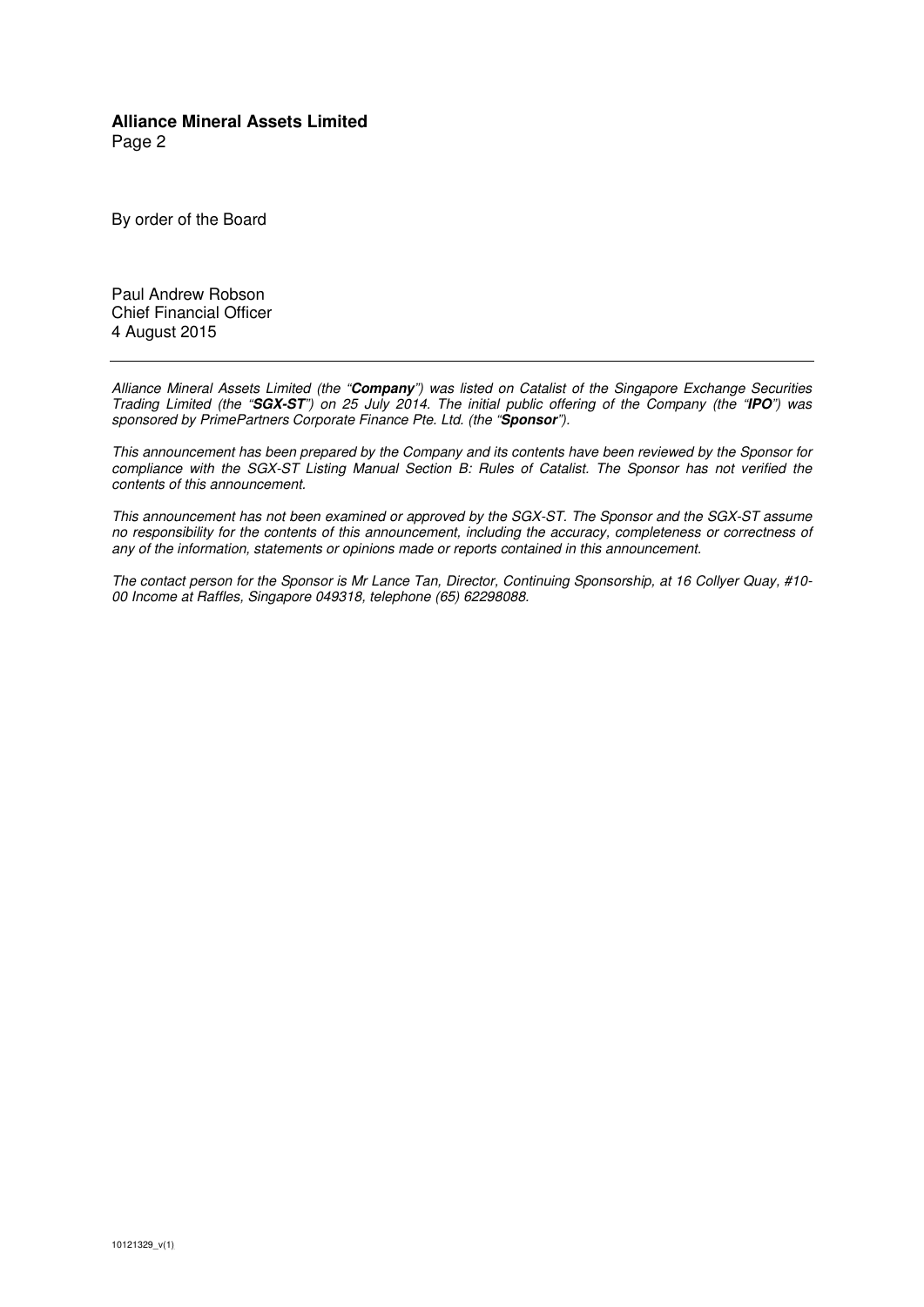By order of the Board

Paul Andrew Robson
Chief Financial Officer
4 August 2015

---

*Alliance Mineral Assets Limited (the "**Company**") was listed on Catalist of the Singapore Exchange Securities Trading Limited (the "**SGX-ST**") on 25 July 2014. The initial public offering of the Company (the "**IPO**") was sponsored by PrimePartners Corporate Finance Pte. Ltd. (the "**Sponsor**").*

*This announcement has been prepared by the Company and its contents have been reviewed by the Sponsor for compliance with the SGX-ST Listing Manual Section B: Rules of Catalist. The Sponsor has not verified the contents of this announcement.*

*This announcement has not been examined or approved by the SGX-ST. The Sponsor and the SGX-ST assume no responsibility for the contents of this announcement, including the accuracy, completeness or correctness of any of the information, statements or opinions made or reports contained in this announcement.*

*The contact person for the Sponsor is Mr Lance Tan, Director, Continuing Sponsorship, at 16 Collyer Quay, #10-00 Income at Raffles, Singapore 049318, telephone (65) 62298088.*

10121329_v(1)